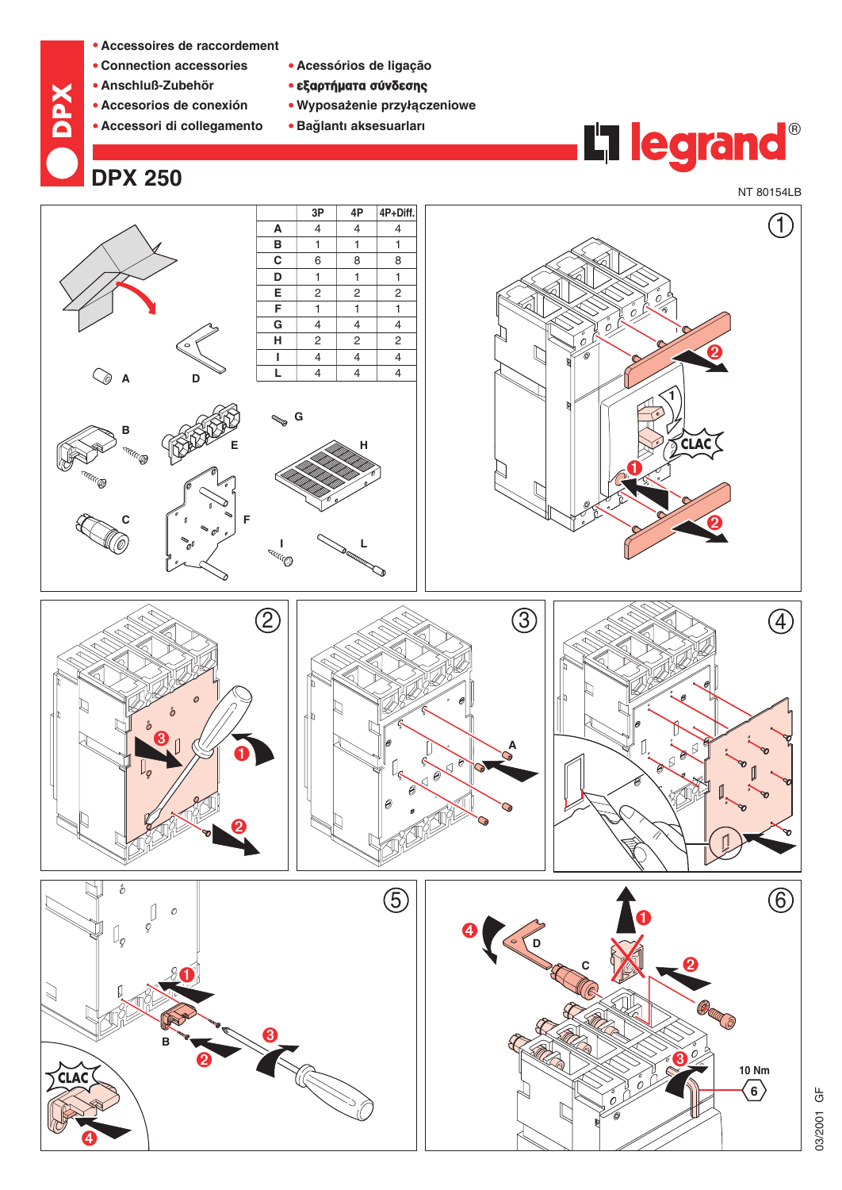- Accessoires de raccordement
- Connection accessories
- Anschluß-Zubehör
- Accesorios de conexión
- Accessori di collegamento
- Acessórios de ligação
- εξαρτήματα σύνδεσης
- Wyposażenie przyłączeniowe
- Bağlantı aksesuarları

DPX

# DPX 250

NT 80154LB

| | 3P | 4P | 4P+Diff. |
|---|---|---|---|
| A | 4 | 4 | 4 |
| B | 1 | 1 | 1 |
| C | 6 | 8 | 8 |
| D | 1 | 1 | 1 |
| E | 2 | 2 | 2 |
| F | 1 | 1 | 1 |
| G | 4 | 4 | 4 |
| H | 2 | 2 | 2 |
| I | 4 | 4 | 4 |
| L | 4 | 4 | 4 |

10 Nm

03/2001 GF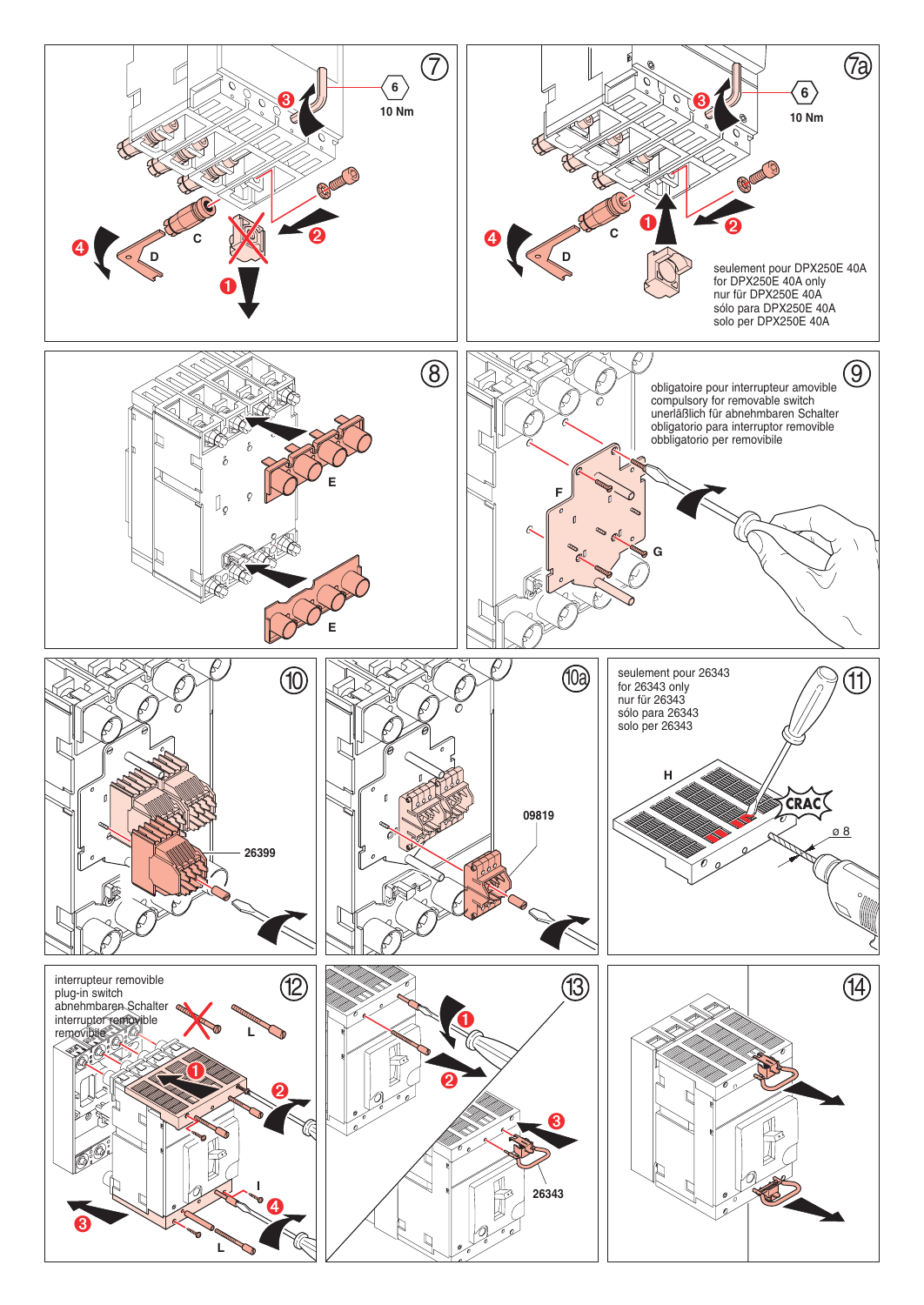⑦

6
10 Nm

C
D

⑦a

6
10 Nm

C
D

seulement pour DPX250E 40A
for DPX250E 40A only
nur für DPX250E 40A
sólo para DPX250E 40A
solo per DPX250E 40A

⑧

E
E

⑨

obligatoire pour interrupteur amovible
compulsory for removable switch
unerläßlich für abnehmbaren Schalter
obligatorio para interruptor removible
obbligatorio per removibile

F
G

⑩

26399

⑩a

09819

⑪

seulement pour 26343
for 26343 only
nur für 26343
sólo para 26343
solo per 26343

H
CRAC
ø 8

⑫

interrupteur removible
plug-in switch
abnehmbaren Schalter
interruptor removible
removibile

L
I
L

⑬

26343

⑭